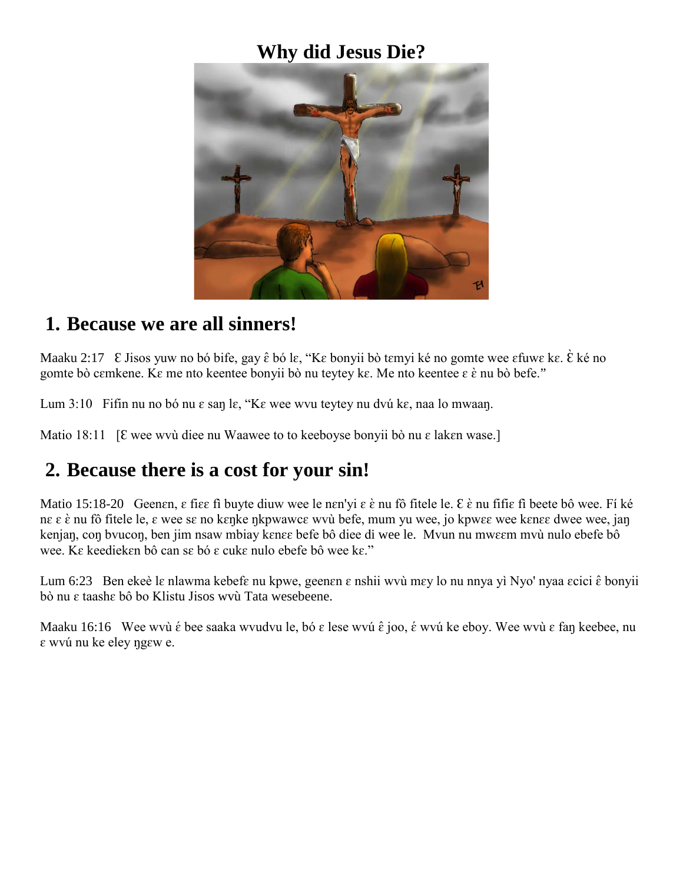# Why did Jesus Die?

## 1. Because we are all sinners!

Maaku 2:17   Ɛ Jisos yuw no bó bife, gay ɛ̂ bó lɛ, "Kɛ bonyii bò tɛmyi ké no gomte wee ɛfuwɛ kɛ. Ɛ̀ ké no gomte bò cɛmkene. Kɛ me nto keentee bonyii bò nu teytey kɛ. Me nto keentee ɛ ɛ̀ nu bò befe."

Lum 3:10   Fifin nu no bó nu ɛ saŋ lɛ, "Kɛ wee wvu teytey nu dvú kɛ, naa lo mwaaŋ.

Matio 18:11   [Ɛ wee wvù diee nu Waawee to to keeboyse bonyii bò nu ɛ lakɛn wase.]

## 2. Because there is a cost for your sin!

Matio 15:18-20   Geenɛn, ɛ fiɛɛ fì buyte diuw wee le nɛn'yi ɛ ɛ̀ nu fô fitele le. Ɛ ɛ̀ nu fifiɛ fì beete bô wee. Fí ké nɛ ɛ ɛ̀ nu fô fitele le, ɛ wee sɛ no kɛŋke ŋkpwawcɛ wvù befe, mum yu wee, jo kpwɛɛ wee kɛnɛɛ dwee wee, jaŋ kenjaŋ, coŋ bvucoŋ, ben jim nsaw mbiay kɛnɛɛ befe bô diee di wee le.  Mvun nu mwɛɛm mvù nulo ebefe bô wee. Kɛ keediekɛn bô can sɛ bó ɛ cukɛ nulo ebefe bô wee kɛ."

Lum 6:23   Ben ekeè lɛ nlawma kebefɛ nu kpwe, geenɛn ɛ nshii wvù mɛy lo nu nnya yì Nyo' nyaa ɛcici ɛ̂ bonyii bò nu ɛ taashɛ bô bo Klistu Jisos wvù Tata wesebeene.

Maaku 16:16   Wee wvù ɛ́ bee saaka wvudvu le, bó ɛ lese wvú ɛ̂ joo, ɛ́ wvú ke eboy. Wee wvù ɛ faŋ keebee, nu ɛ wvú nu ke eley ŋgɛw e.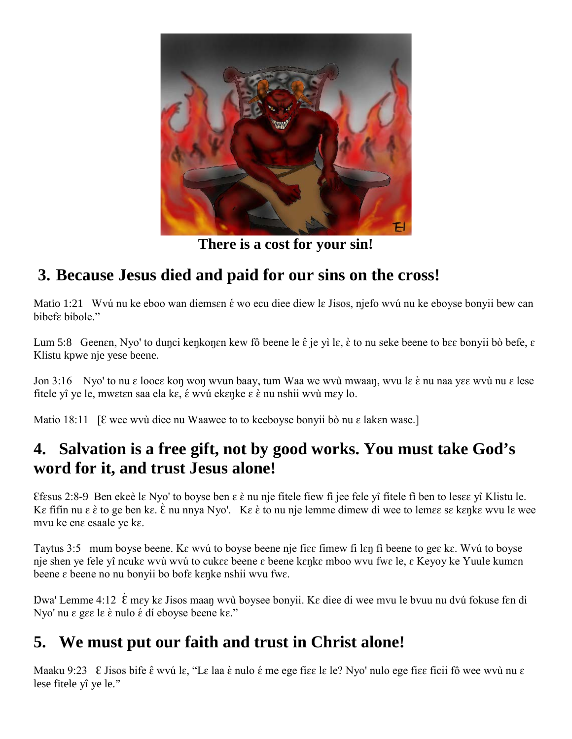**There is a cost for your sin!**

## 3. Because Jesus died and paid for our sins on the cross!

Matio 1:21 Wvú nu ke eboo wan diemsɛn ɛ́ wo ecu diee diew lɛ Jisos, njefo wvú nu ke eboyse bonyii bew can bibefɛ bibole."

Lum 5:8 Geenɛn, Nyo' to duŋci keŋkoŋen kew fô beene le ɛ̂ je yì lɛ, ɛ̀ to nu seke beene to bɛɛ bonyii bò befe, ɛ Klistu kpwe nje yese beene.

Jon 3:16 Nyo' to nu ɛ looce koŋ woŋ wvun baay, tum Waa we wvù mwaaŋ, wvu lɛ ɛ̀ nu naa yɛɛ wvù nu ɛ lese fitele yî ye le, mwɛtɛn saa ela kɛ, ɛ́ wvú ekɛŋke ɛ ɛ̀ nu nshii wvù mɛy lo.

Matio 18:11 [Ɛ wee wvù diee nu Waawee to to keeboyse bonyii bò nu ɛ lakɛn wase.]

## 4. Salvation is a free gift, not by good works. You must take God's word for it, and trust Jesus alone!

Ɛfɛsus 2:8-9 Ben ekeè lɛ Nyo' to boyse ben ɛ ɛ̀ nu nje fitele fiew fì jee fele yî fitele fì ben to lesɛɛ yî Klistu le. Kɛ fifin nu ɛ ɛ̀ to ge ben kɛ. Ɛ̀ nu nnya Nyo'. Kɛ ɛ̀ to nu nje lemme dimew dì wee to lemɛɛ sɛ kɛŋkɛ wvu lɛ wee mvu ke enɛ esaale ye kɛ.

Taytus 3:5 mum boyse beene. Kɛ wvú to boyse beene nje fiɛɛ fimew fi lɛŋ fì beene to geɛ kɛ. Wvú to boyse nje shen ye fele yî ncukɛ wvù wvú to cukɛɛ beene ɛ beene kɛŋkɛ mboo wvu fwɛ le, ɛ Keyoy ke Yuule kumɛn beene ɛ beene no nu bonyii bo bofɛ kɛŋke nshii wvu fwɛ.

Ŋwa' Lemme 4:12 Ɛ̀ mɛy kɛ Jisos maaŋ wvù boysee bonyii. Kɛ diee di wee mvu le bvuu nu dvú fokuse fɛn dì Nyo' nu ɛ gɛɛ lɛ ɛ̀ nulo ɛ́ dí eboyse beene kɛ."

## 5. We must put our faith and trust in Christ alone!

Maaku 9:23 Ɛ Jisos bife ɛ̂ wvú lɛ, "Lɛ laa ɛ̀ nulo ɛ́ me ege fiɛɛ lɛ le? Nyo' nulo ege fiɛɛ ficii fô wee wvù nu ɛ lese fitele yî ye le."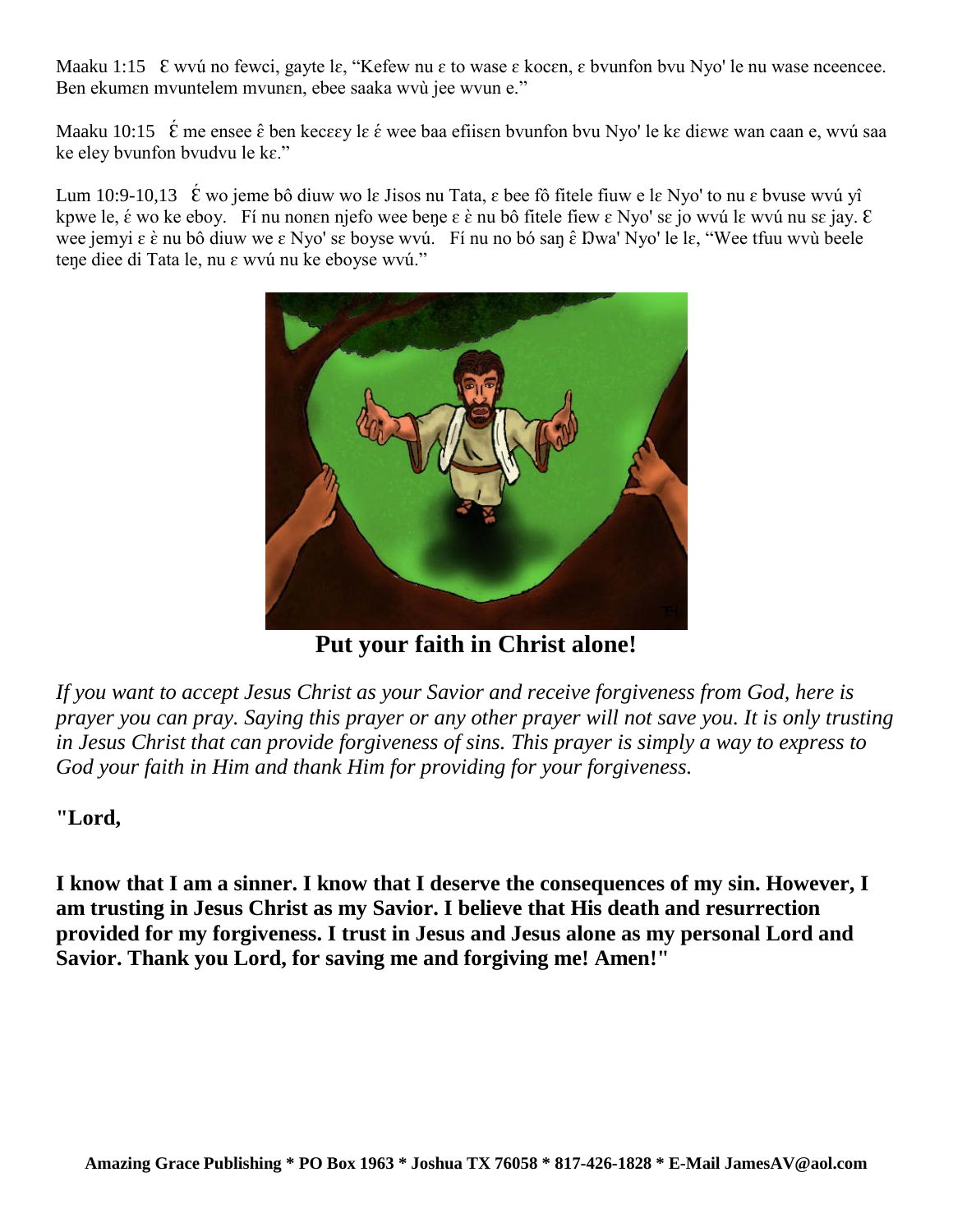Maaku 1:15   Ɛ wvú no fewci, gayte lɛ, “Kefew nu ɛ to wase ɛ kocɛn, ɛ bvunfon bvu Nyo' le nu wase nceencee. Ben ekumɛn mvuntelem mvunɛn, ebee saaka wvù jee wvun e.”

Maaku 10:15   Ɛ́ me ensee ɛ̂ ben kecɛɛy lɛ ɛ́ wee baa efiisɛn bvunfon bvu Nyo' le kɛ diɛwɛ wan caan e, wvú saa ke eley bvunfon bvudvu le kɛ.”

Lum 10:9-10,13   Ɛ́ wo jeme bô diuw wo lɛ Jisos nu Tata, ɛ bee fô fitele fiuw e lɛ Nyo' to nu ɛ bvuse wvú yî kpwe le, ɛ́ wo ke eboy.   Fí nu nonɛn njefo wee beŋe ɛ ɛ̀ nu bô fitele fiew ɛ Nyo' sɛ jo wvú lɛ wvú nu sɛ jay. Ɛ wee jemyi ɛ ɛ̀ nu bô diuw we ɛ Nyo' sɛ boyse wvú.   Fí nu no bó saŋ ɛ̂ Ɗwa' Nyo' le lɛ, “Wee tfuu wvù beele teŋe diee di Tata le, nu ɛ wvú nu ke eboyse wvú.”

**Put your faith in Christ alone!**

*If you want to accept Jesus Christ as your Savior and receive forgiveness from God, here is prayer you can pray. Saying this prayer or any other prayer will not save you. It is only trusting in Jesus Christ that can provide forgiveness of sins. This prayer is simply a way to express to God your faith in Him and thank Him for providing for your forgiveness.*

**"Lord,**

**I know that I am a sinner. I know that I deserve the consequences of my sin. However, I am trusting in Jesus Christ as my Savior. I believe that His death and resurrection provided for my forgiveness. I trust in Jesus and Jesus alone as my personal Lord and Savior. Thank you Lord, for saving me and forgiving me! Amen!"**

**Amazing Grace Publishing * PO Box 1963 * Joshua TX 76058 * 817-426-1828 * E-Mail JamesAV@aol.com**